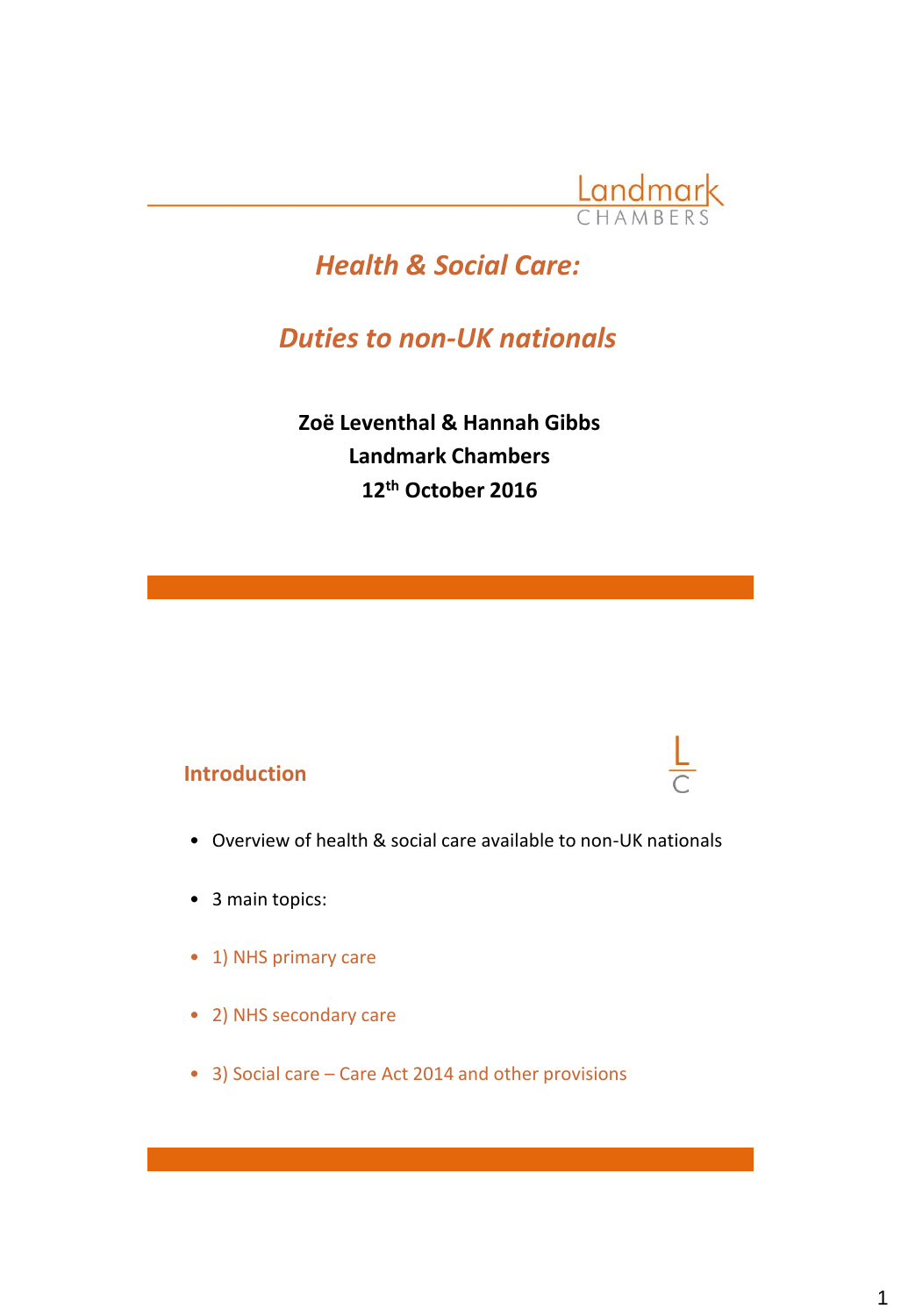Landmark CHAMBERS

# *Health & Social Care:*

# *Duties to non-UK nationals*

**Zoë Leventhal & Hannah Gibbs**
**Landmark Chambers**
**12th October 2016**

## Introduction

- Overview of health & social care available to non-UK nationals
- 3 main topics:
- 1) NHS primary care
- 2) NHS secondary care
- 3) Social care – Care Act 2014 and other provisions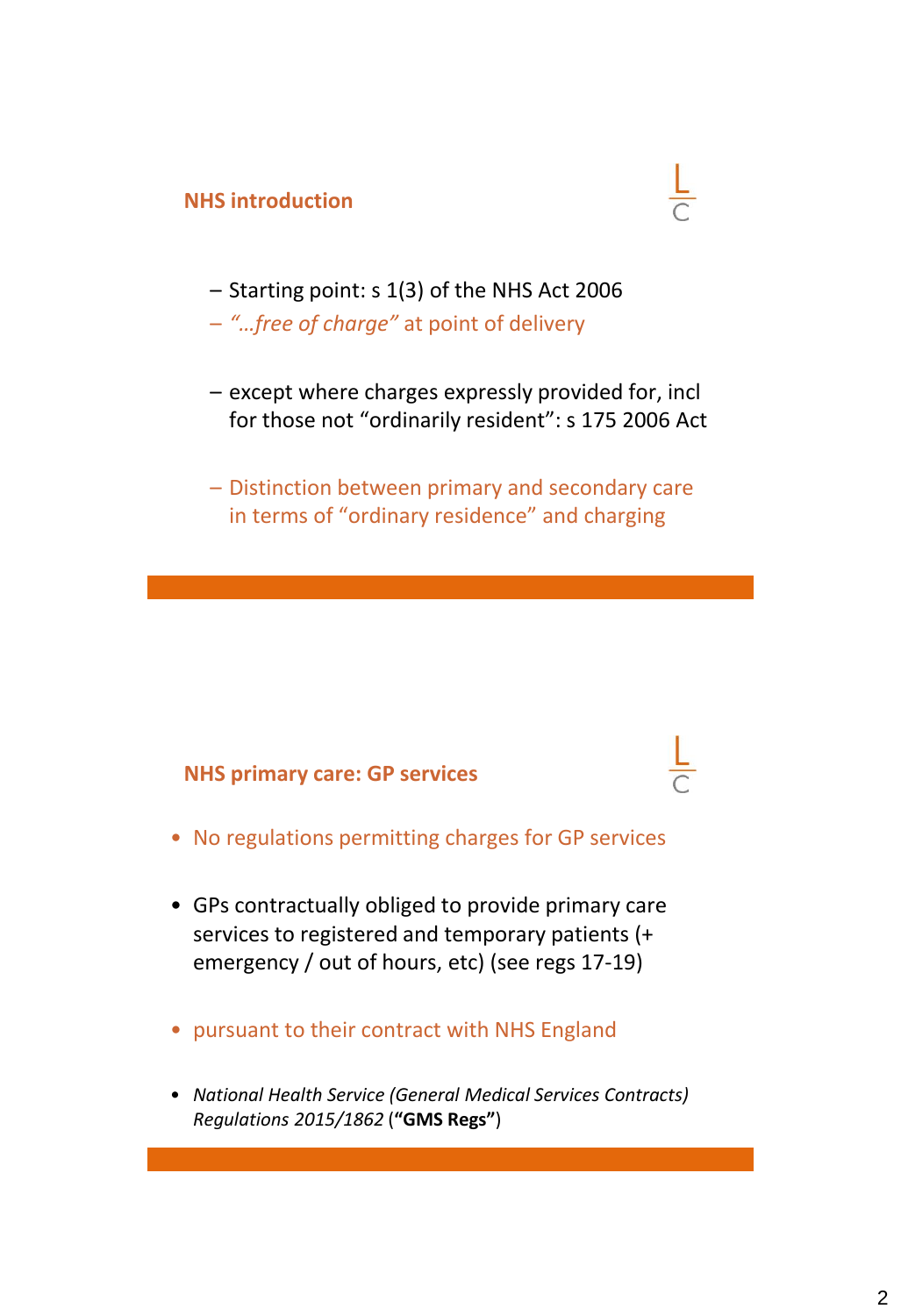## NHS introduction

- Starting point: s 1(3) of the NHS Act 2006
- *"…free of charge"* at point of delivery

- except where charges expressly provided for, incl for those not "ordinarily resident": s 175 2006 Act

- Distinction between primary and secondary care in terms of "ordinary residence" and charging

## NHS primary care: GP services

- No regulations permitting charges for GP services

- GPs contractually obliged to provide primary care services to registered and temporary patients (+ emergency / out of hours, etc) (see regs 17-19)

- pursuant to their contract with NHS England

- *National Health Service (General Medical Services Contracts) Regulations 2015/1862* (**"GMS Regs"**)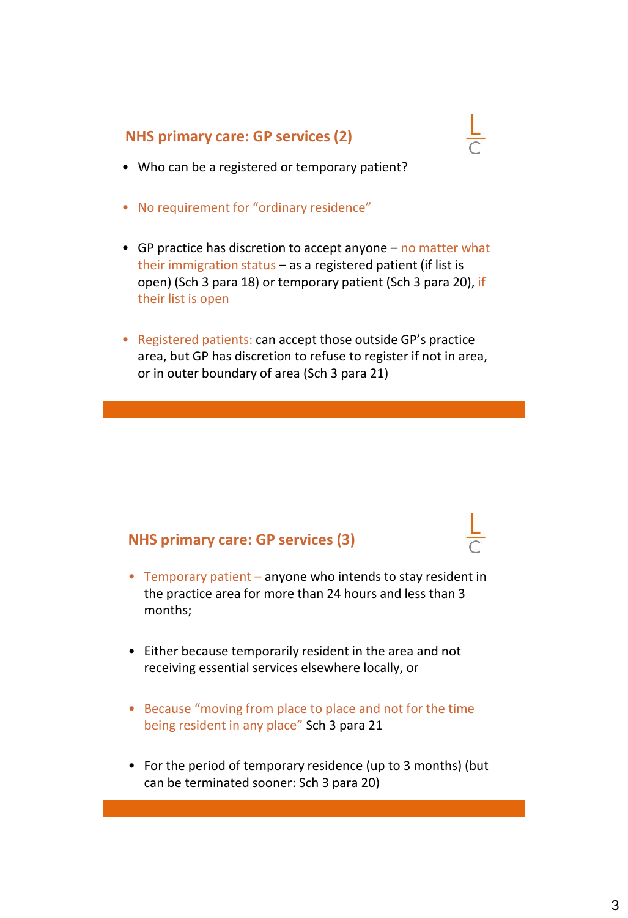## NHS primary care: GP services (2)

- Who can be a registered or temporary patient?
- No requirement for “ordinary residence”
- GP practice has discretion to accept anyone – no matter what their immigration status – as a registered patient (if list is open) (Sch 3 para 18) or temporary patient (Sch 3 para 20), if their list is open
- Registered patients: can accept those outside GP’s practice area, but GP has discretion to refuse to register if not in area, or in outer boundary of area (Sch 3 para 21)

## NHS primary care: GP services (3)

- Temporary patient – anyone who intends to stay resident in the practice area for more than 24 hours and less than 3 months;
- Either because temporarily resident in the area and not receiving essential services elsewhere locally, or
- Because “moving from place to place and not for the time being resident in any place” Sch 3 para 21
- For the period of temporary residence (up to 3 months) (but can be terminated sooner: Sch 3 para 20)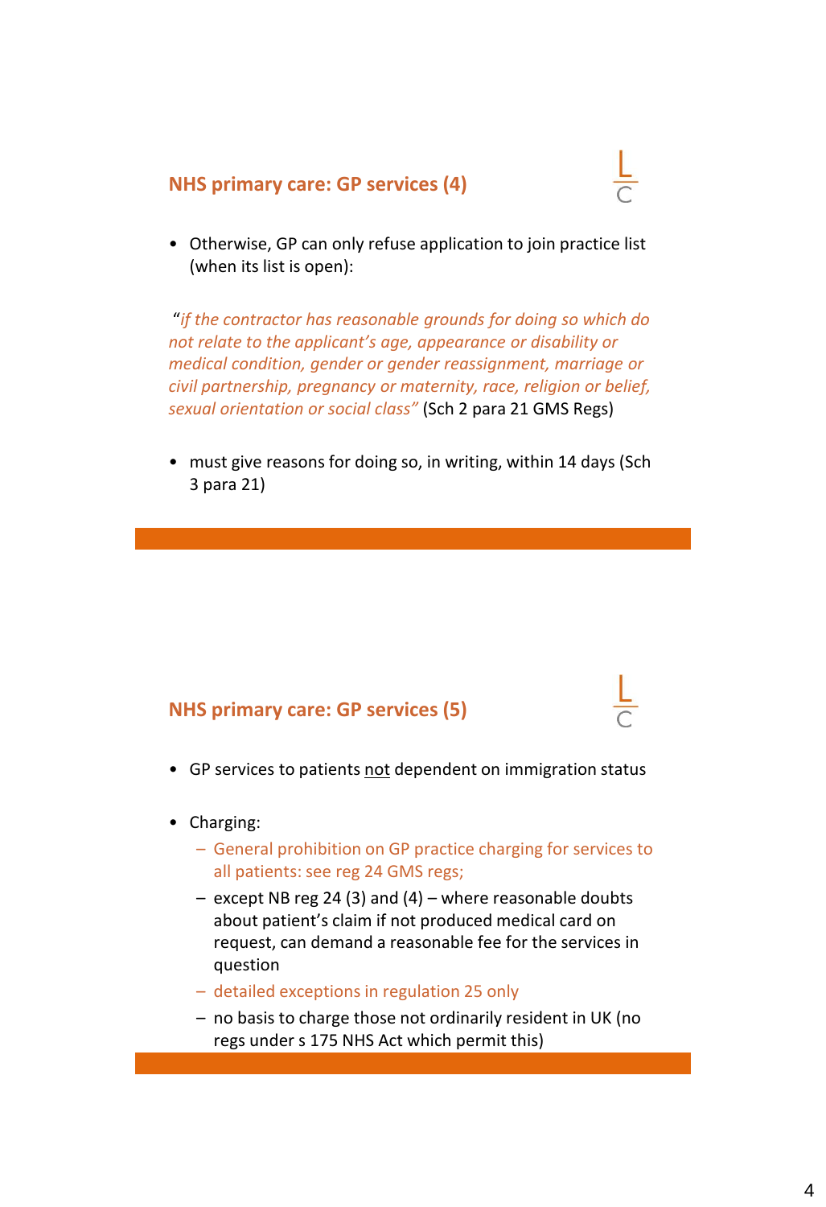## NHS primary care: GP services (4)

- Otherwise, GP can only refuse application to join practice list (when its list is open):

"*if the contractor has reasonable grounds for doing so which do not relate to the applicant's age, appearance or disability or medical condition, gender or gender reassignment, marriage or civil partnership, pregnancy or maternity, race, religion or belief, sexual orientation or social class*" (Sch 2 para 21 GMS Regs)

- must give reasons for doing so, in writing, within 14 days (Sch 3 para 21)

## NHS primary care: GP services (5)

- GP services to patients not dependent on immigration status

- Charging:
  - General prohibition on GP practice charging for services to all patients: see reg 24 GMS regs;
  - except NB reg 24 (3) and (4) – where reasonable doubts about patient's claim if not produced medical card on request, can demand a reasonable fee for the services in question
  - detailed exceptions in regulation 25 only
  - no basis to charge those not ordinarily resident in UK (no regs under s 175 NHS Act which permit this)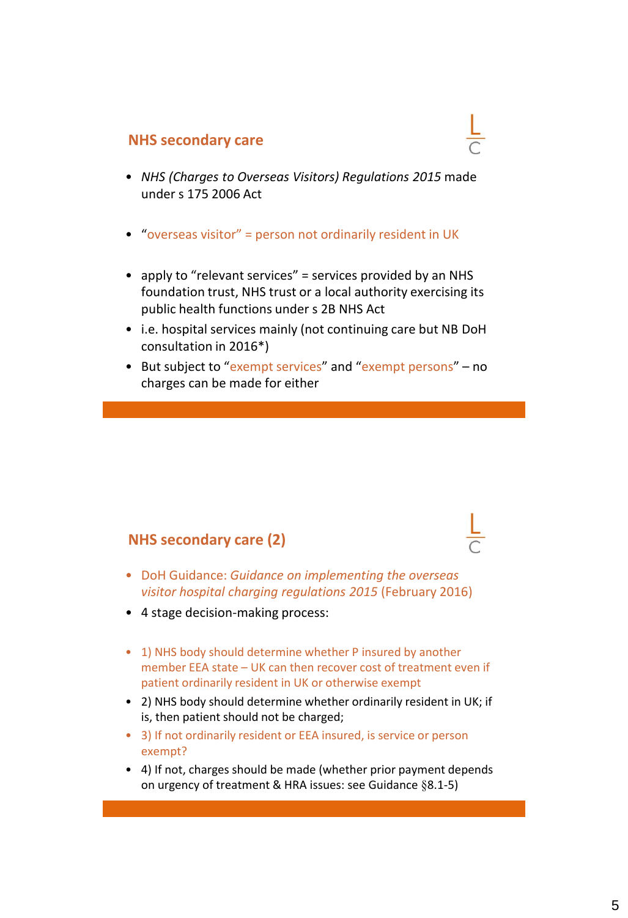## NHS secondary care

- *NHS (Charges to Overseas Visitors) Regulations 2015* made under s 175 2006 Act

- "overseas visitor" = person not ordinarily resident in UK

- apply to "relevant services" = services provided by an NHS foundation trust, NHS trust or a local authority exercising its public health functions under s 2B NHS Act
- i.e. hospital services mainly (not continuing care but NB DoH consultation in 2016*)
- But subject to "exempt services" and "exempt persons" – no charges can be made for either

## NHS secondary care (2)

- DoH Guidance: *Guidance on implementing the overseas visitor hospital charging regulations 2015* (February 2016)
- 4 stage decision-making process:

- 1) NHS body should determine whether P insured by another member EEA state – UK can then recover cost of treatment even if patient ordinarily resident in UK or otherwise exempt
- 2) NHS body should determine whether ordinarily resident in UK; if is, then patient should not be charged;
- 3) If not ordinarily resident or EEA insured, is service or person exempt?
- 4) If not, charges should be made (whether prior payment depends on urgency of treatment & HRA issues: see Guidance §8.1-5)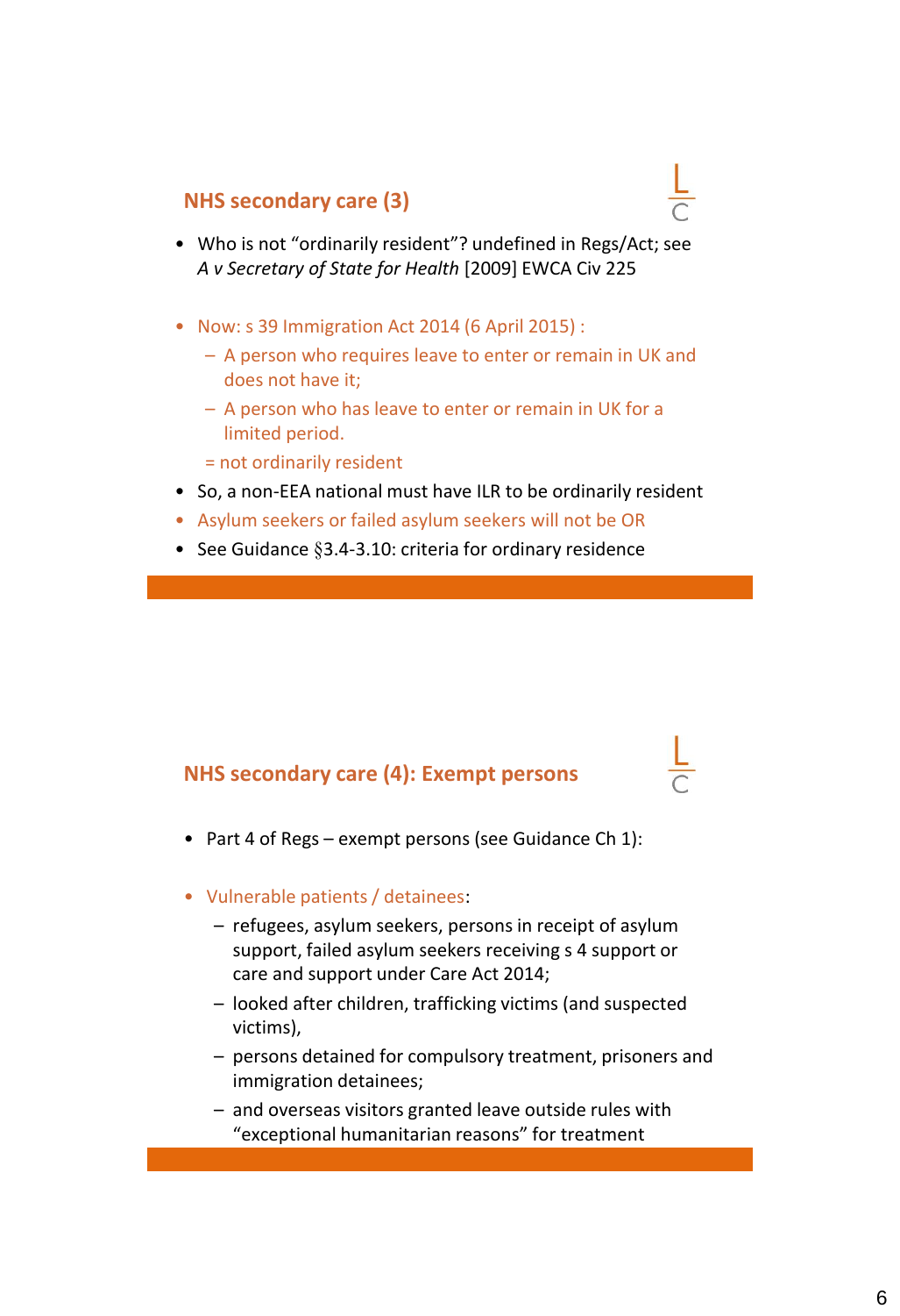## NHS secondary care (3)

- Who is not "ordinarily resident"? undefined in Regs/Act; see *A v Secretary of State for Health* [2009] EWCA Civ 225
- Now: s 39 Immigration Act 2014 (6 April 2015) :
  - A person who requires leave to enter or remain in UK and does not have it;
  - A person who has leave to enter or remain in UK for a limited period.

  = not ordinarily resident
- So, a non-EEA national must have ILR to be ordinarily resident
- Asylum seekers or failed asylum seekers will not be OR
- See Guidance §3.4-3.10: criteria for ordinary residence

## NHS secondary care (4): Exempt persons

- Part 4 of Regs – exempt persons (see Guidance Ch 1):
- Vulnerable patients / detainees:
  - refugees, asylum seekers, persons in receipt of asylum support, failed asylum seekers receiving s 4 support or care and support under Care Act 2014;
  - looked after children, trafficking victims (and suspected victims),
  - persons detained for compulsory treatment, prisoners and immigration detainees;
  - and overseas visitors granted leave outside rules with "exceptional humanitarian reasons" for treatment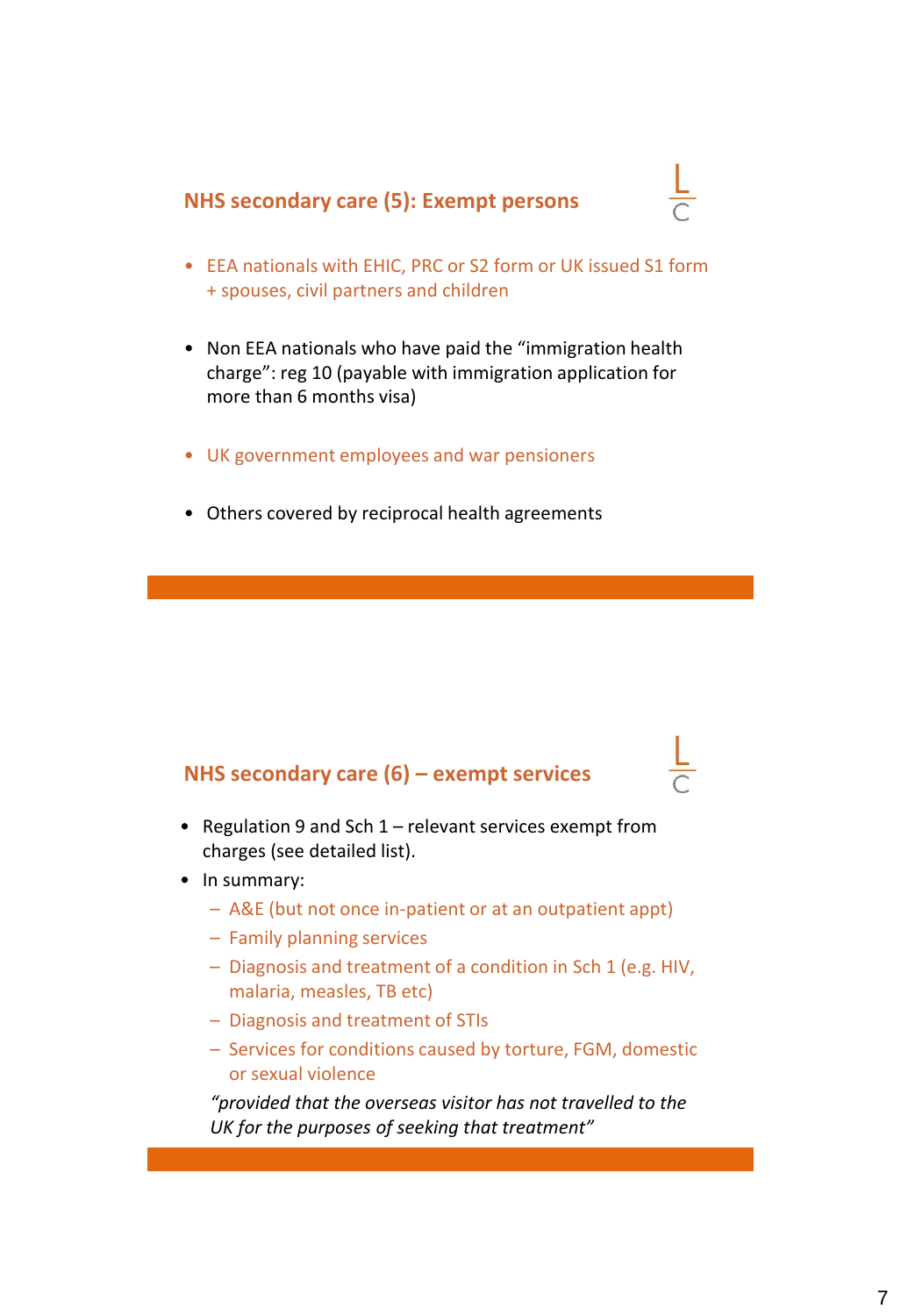## NHS secondary care (5): Exempt persons

- EEA nationals with EHIC, PRC or S2 form or UK issued S1 form + spouses, civil partners and children
- Non EEA nationals who have paid the "immigration health charge": reg 10 (payable with immigration application for more than 6 months visa)
- UK government employees and war pensioners
- Others covered by reciprocal health agreements

## NHS secondary care (6) – exempt services

- Regulation 9 and Sch 1 – relevant services exempt from charges (see detailed list).
- In summary:
  - A&E (but not once in-patient or at an outpatient appt)
  - Family planning services
  - Diagnosis and treatment of a condition in Sch 1 (e.g. HIV, malaria, measles, TB etc)
  - Diagnosis and treatment of STIs
  - Services for conditions caused by torture, FGM, domestic or sexual violence

  *"provided that the overseas visitor has not travelled to the UK for the purposes of seeking that treatment"*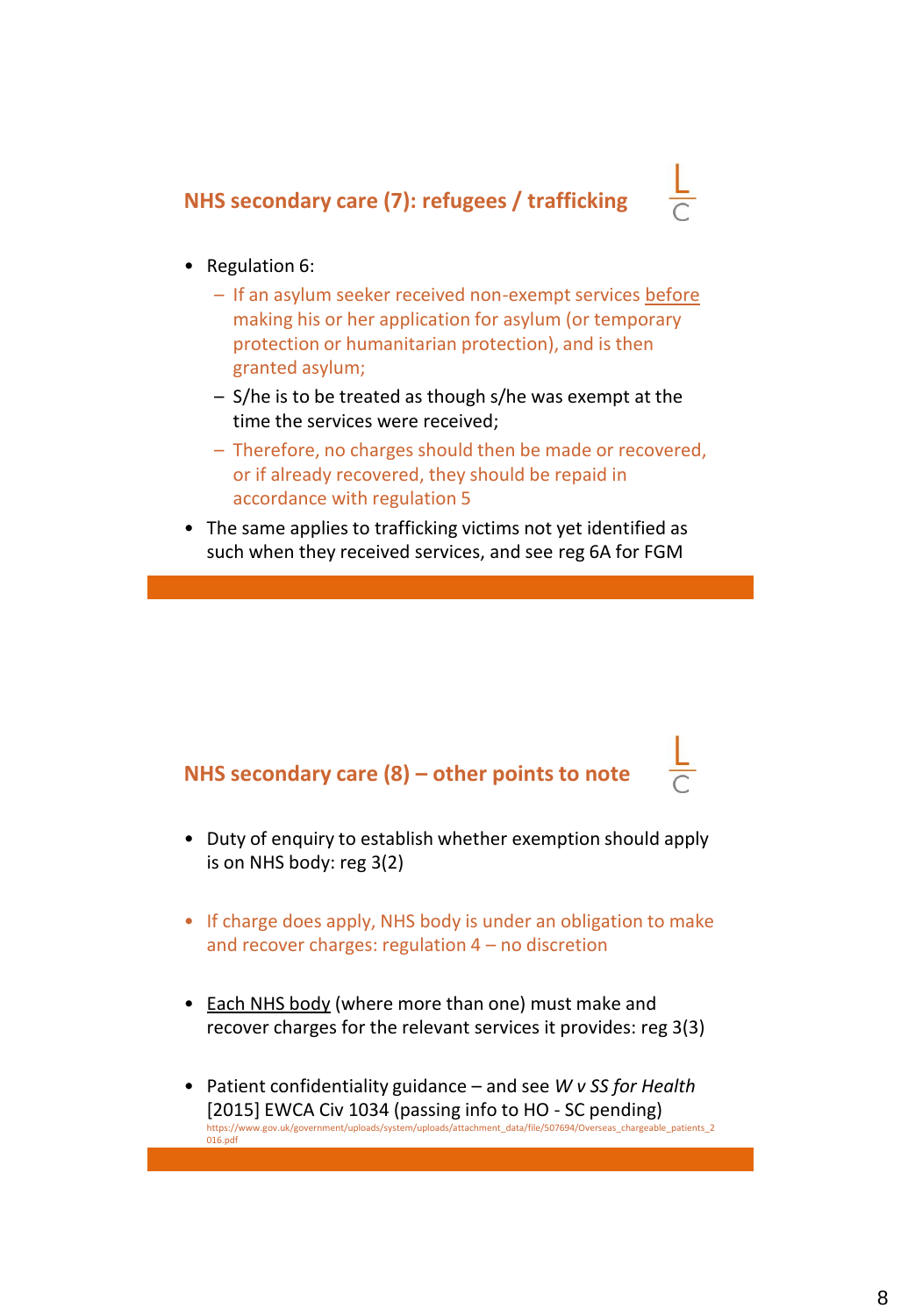## NHS secondary care (7): refugees / trafficking

- Regulation 6:
  - If an asylum seeker received non-exempt services before making his or her application for asylum (or temporary protection or humanitarian protection), and is then granted asylum;
  - S/he is to be treated as though s/he was exempt at the time the services were received;
  - Therefore, no charges should then be made or recovered, or if already recovered, they should be repaid in accordance with regulation 5
- The same applies to trafficking victims not yet identified as such when they received services, and see reg 6A for FGM

## NHS secondary care (8) – other points to note

- Duty of enquiry to establish whether exemption should apply is on NHS body: reg 3(2)
- If charge does apply, NHS body is under an obligation to make and recover charges: regulation 4 – no discretion
- Each NHS body (where more than one) must make and recover charges for the relevant services it provides: reg 3(3)
- Patient confidentiality guidance – and see *W v SS for Health* [2015] EWCA Civ 1034 (passing info to HO - SC pending)
  https://www.gov.uk/government/uploads/system/uploads/attachment_data/file/507694/Overseas_chargeable_patients_2016.pdf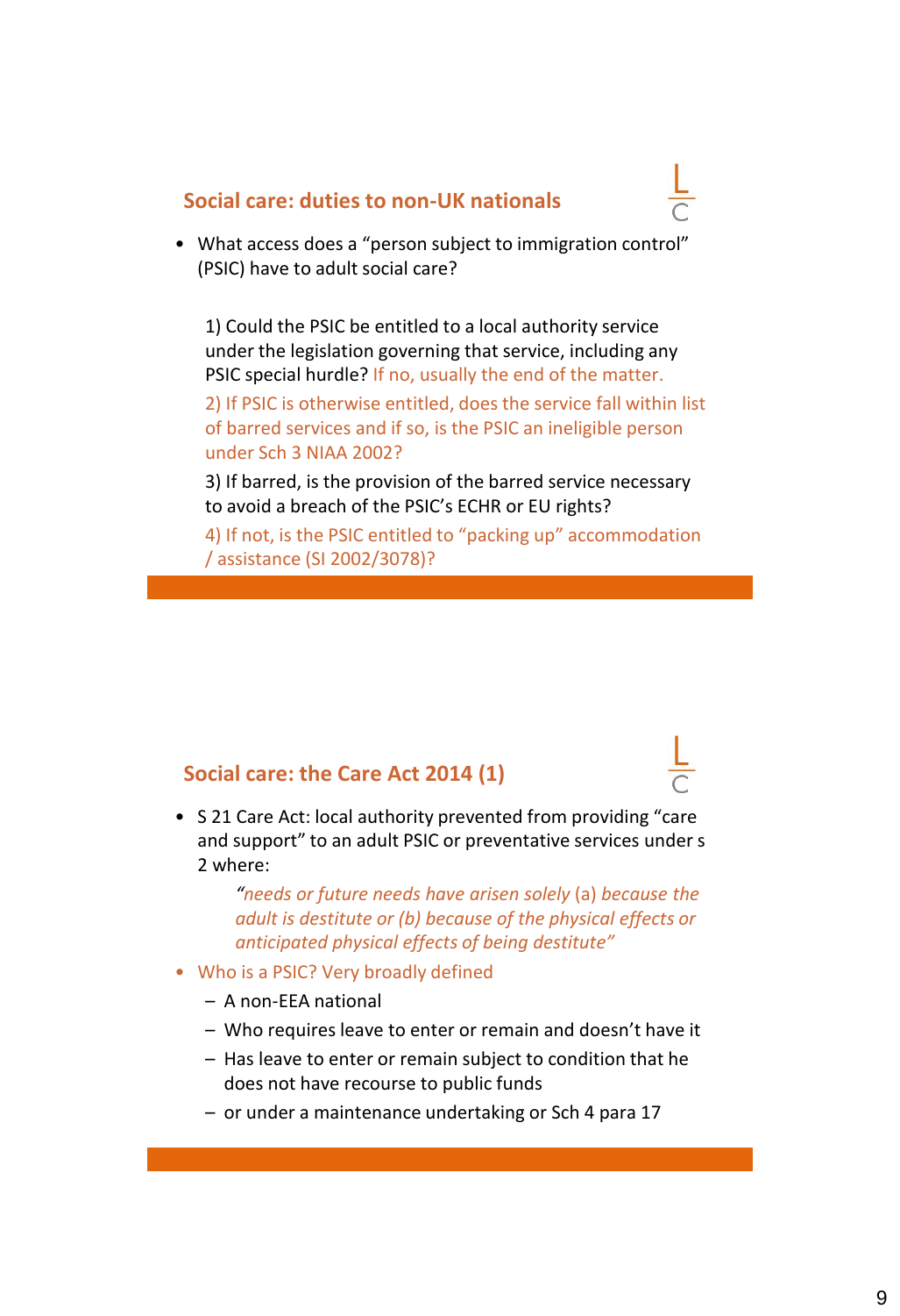## Social care: duties to non-UK nationals

- What access does a "person subject to immigration control" (PSIC) have to adult social care?

  1) Could the PSIC be entitled to a local authority service under the legislation governing that service, including any PSIC special hurdle? If no, usually the end of the matter.

  2) If PSIC is otherwise entitled, does the service fall within list of barred services and if so, is the PSIC an ineligible person under Sch 3 NIAA 2002?

  3) If barred, is the provision of the barred service necessary to avoid a breach of the PSIC's ECHR or EU rights?

  4) If not, is the PSIC entitled to "packing up" accommodation / assistance (SI 2002/3078)?

## Social care: the Care Act 2014 (1)

- S 21 Care Act: local authority prevented from providing "care and support" to an adult PSIC or preventative services under s 2 where:

  *"needs or future needs have arisen solely* (a) *because the adult is destitute or (b) because of the physical effects or anticipated physical effects of being destitute"*

- Who is a PSIC? Very broadly defined
  - A non-EEA national
  - Who requires leave to enter or remain and doesn't have it
  - Has leave to enter or remain subject to condition that he does not have recourse to public funds
  - or under a maintenance undertaking or Sch 4 para 17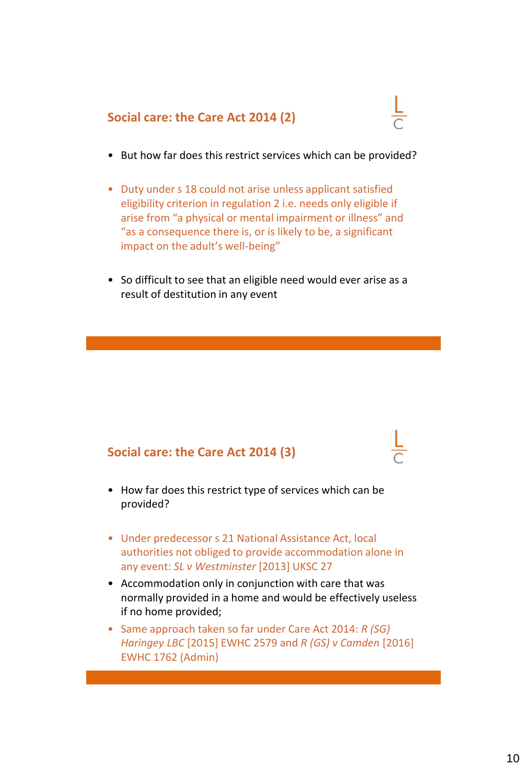## Social care: the Care Act 2014 (2)

- But how far does this restrict services which can be provided?
- Duty under s 18 could not arise unless applicant satisfied eligibility criterion in regulation 2 i.e. needs only eligible if arise from “a physical or mental impairment or illness” and “as a consequence there is, or is likely to be, a significant impact on the adult’s well-being”
- So difficult to see that an eligible need would ever arise as a result of destitution in any event

## Social care: the Care Act 2014 (3)

- How far does this restrict type of services which can be provided?
- Under predecessor s 21 National Assistance Act, local authorities not obliged to provide accommodation alone in any event: *SL v Westminster* [2013] UKSC 27
- Accommodation only in conjunction with care that was normally provided in a home and would be effectively useless if no home provided;
- Same approach taken so far under Care Act 2014: *R (SG) Haringey LBC* [2015] EWHC 2579 and *R (GS) v Camden* [2016] EWHC 1762 (Admin)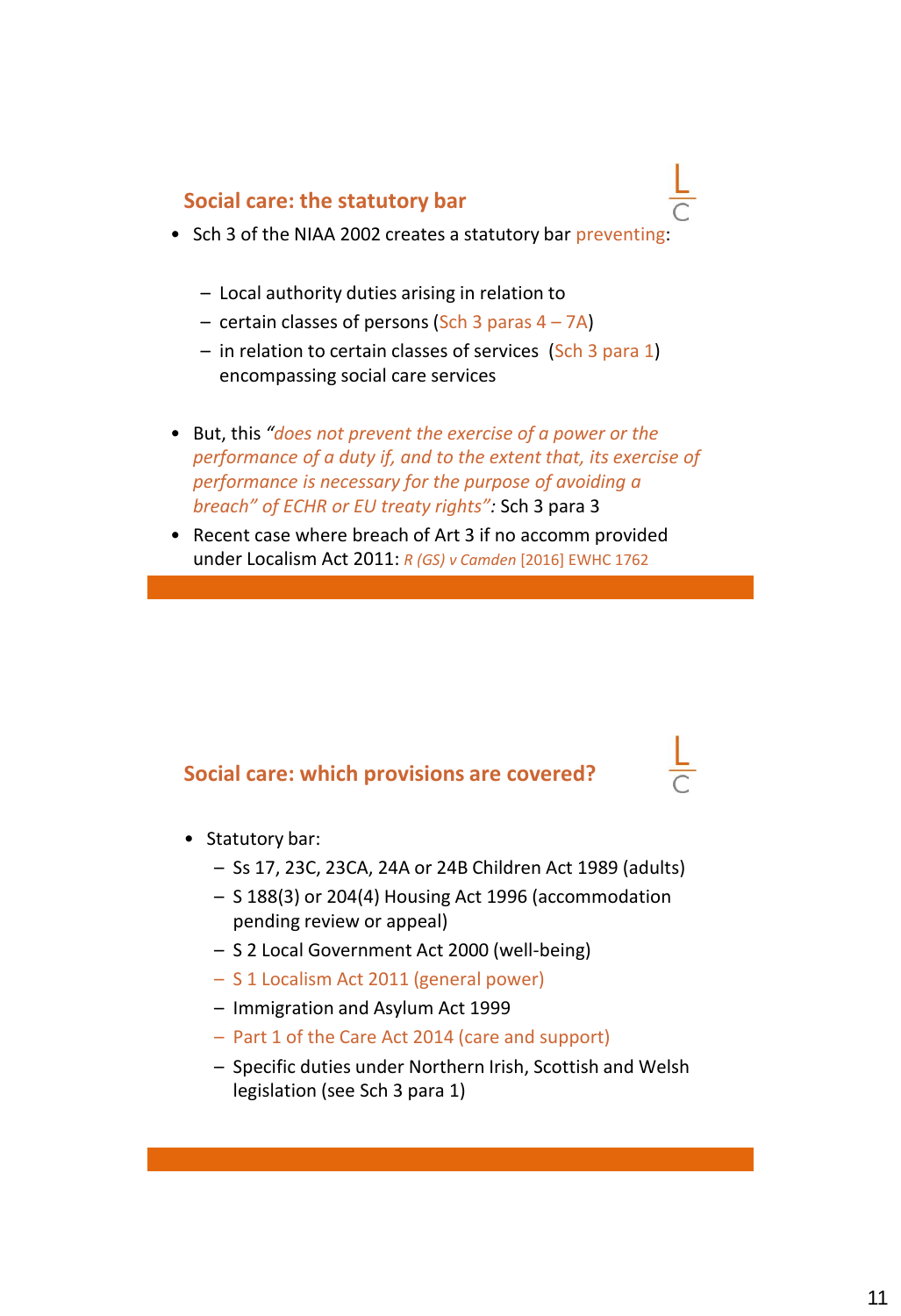## Social care: the statutory bar

- Sch 3 of the NIAA 2002 creates a statutory bar preventing:
  - Local authority duties arising in relation to
  - certain classes of persons (Sch 3 paras 4 – 7A)
  - in relation to certain classes of services (Sch 3 para 1) encompassing social care services
- But, this *"does not prevent the exercise of a power or the performance of a duty if, and to the extent that, its exercise of performance is necessary for the purpose of avoiding a breach" of ECHR or EU treaty rights"*: Sch 3 para 3
- Recent case where breach of Art 3 if no accomm provided under Localism Act 2011: *R (GS) v Camden* [2016] EWHC 1762

## Social care: which provisions are covered?

- Statutory bar:
  - Ss 17, 23C, 23CA, 24A or 24B Children Act 1989 (adults)
  - S 188(3) or 204(4) Housing Act 1996 (accommodation pending review or appeal)
  - S 2 Local Government Act 2000 (well-being)
  - S 1 Localism Act 2011 (general power)
  - Immigration and Asylum Act 1999
  - Part 1 of the Care Act 2014 (care and support)
  - Specific duties under Northern Irish, Scottish and Welsh legislation (see Sch 3 para 1)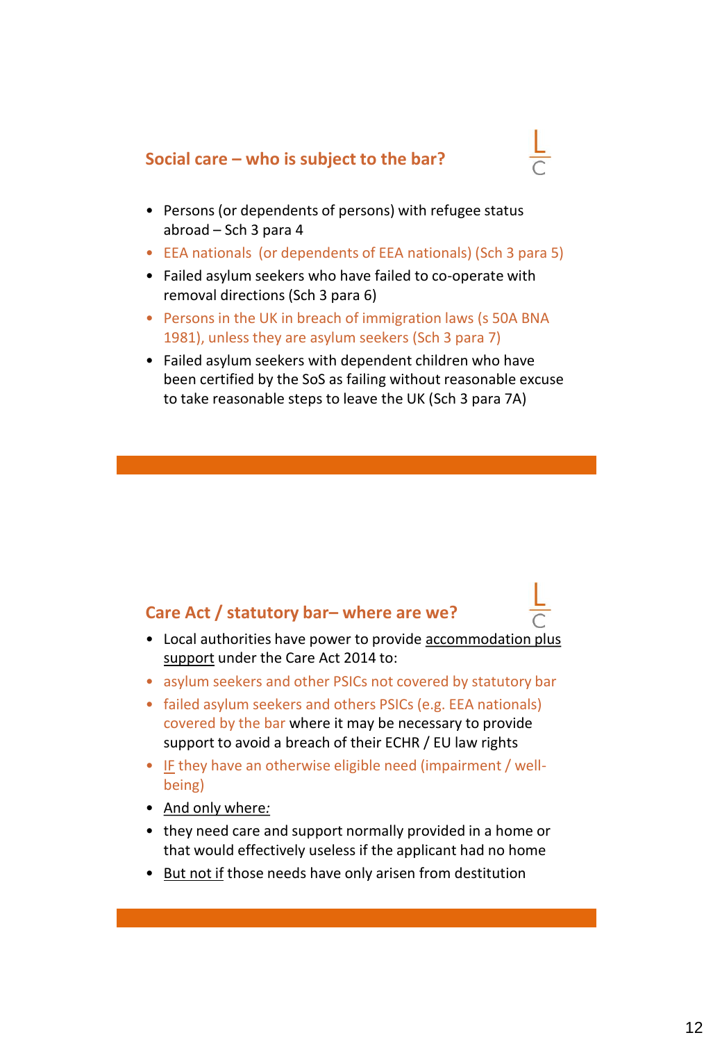## Social care – who is subject to the bar?

- Persons (or dependents of persons) with refugee status abroad – Sch 3 para 4
- EEA nationals  (or dependents of EEA nationals) (Sch 3 para 5)
- Failed asylum seekers who have failed to co-operate with removal directions (Sch 3 para 6)
- Persons in the UK in breach of immigration laws (s 50A BNA 1981), unless they are asylum seekers (Sch 3 para 7)
- Failed asylum seekers with dependent children who have been certified by the SoS as failing without reasonable excuse to take reasonable steps to leave the UK (Sch 3 para 7A)

## Care Act / statutory bar– where are we?

- Local authorities have power to provide accommodation plus support under the Care Act 2014 to:
- asylum seekers and other PSICs not covered by statutory bar
- failed asylum seekers and others PSICs (e.g. EEA nationals) covered by the bar where it may be necessary to provide support to avoid a breach of their ECHR / EU law rights
- IF they have an otherwise eligible need (impairment / well-being)
- And only where*:*
- they need care and support normally provided in a home or that would effectively useless if the applicant had no home
- But not if those needs have only arisen from destitution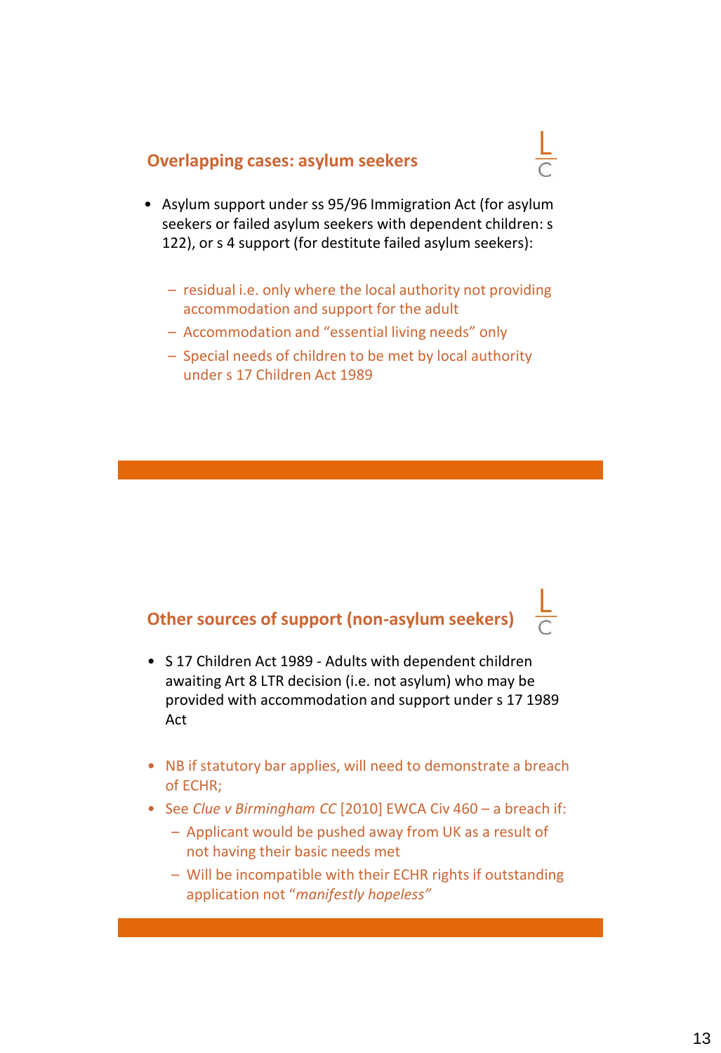## Overlapping cases: asylum seekers

- Asylum support under ss 95/96 Immigration Act (for asylum seekers or failed asylum seekers with dependent children: s 122), or s 4 support (for destitute failed asylum seekers):
  - residual i.e. only where the local authority not providing accommodation and support for the adult
  - Accommodation and "essential living needs" only
  - Special needs of children to be met by local authority under s 17 Children Act 1989

## Other sources of support (non-asylum seekers)

- S 17 Children Act 1989 - Adults with dependent children awaiting Art 8 LTR decision (i.e. not asylum) who may be provided with accommodation and support under s 17 1989 Act
- NB if statutory bar applies, will need to demonstrate a breach of ECHR;
- See *Clue v Birmingham CC* [2010] EWCA Civ 460 – a breach if:
  - Applicant would be pushed away from UK as a result of not having their basic needs met
  - Will be incompatible with their ECHR rights if outstanding application not "*manifestly hopeless*"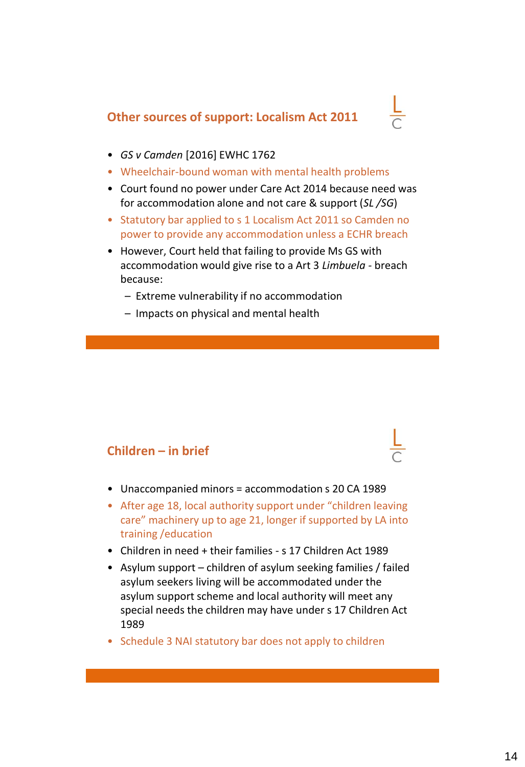## Other sources of support: Localism Act 2011

- *GS v Camden* [2016] EWHC 1762
- Wheelchair-bound woman with mental health problems
- Court found no power under Care Act 2014 because need was for accommodation alone and not care & support (*SL /SG*)
- Statutory bar applied to s 1 Localism Act 2011 so Camden no power to provide any accommodation unless a ECHR breach
- However, Court held that failing to provide Ms GS with accommodation would give rise to a Art 3 *Limbuela* - breach because:
  - Extreme vulnerability if no accommodation
  - Impacts on physical and mental health

## Children – in brief

- Unaccompanied minors = accommodation s 20 CA 1989
- After age 18, local authority support under "children leaving care" machinery up to age 21, longer if supported by LA into training /education
- Children in need + their families - s 17 Children Act 1989
- Asylum support – children of asylum seeking families / failed asylum seekers living will be accommodated under the asylum support scheme and local authority will meet any special needs the children may have under s 17 Children Act 1989
- Schedule 3 NAI statutory bar does not apply to children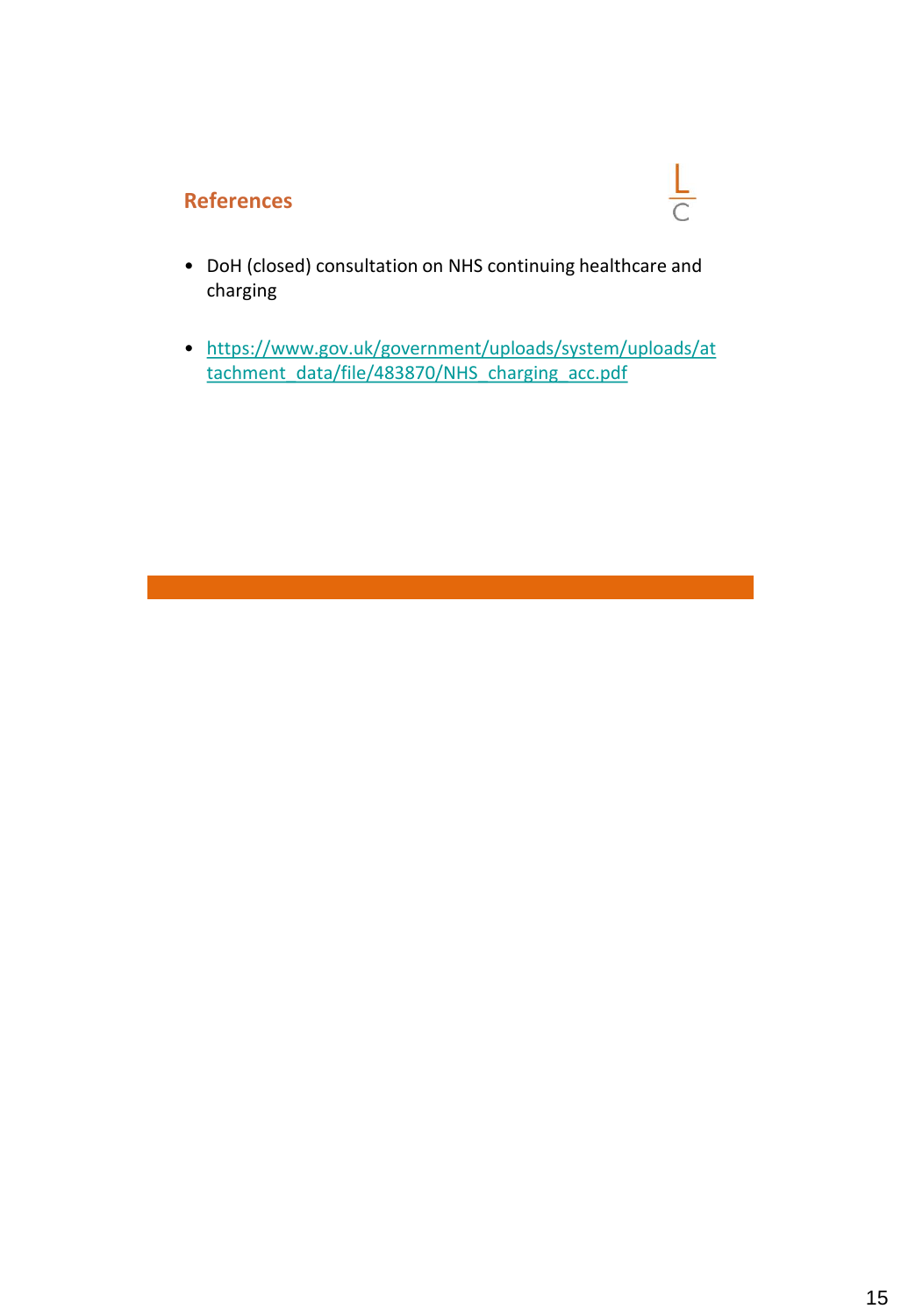## References

- DoH (closed) consultation on NHS continuing healthcare and charging
- https://www.gov.uk/government/uploads/system/uploads/attachment_data/file/483870/NHS_charging_acc.pdf